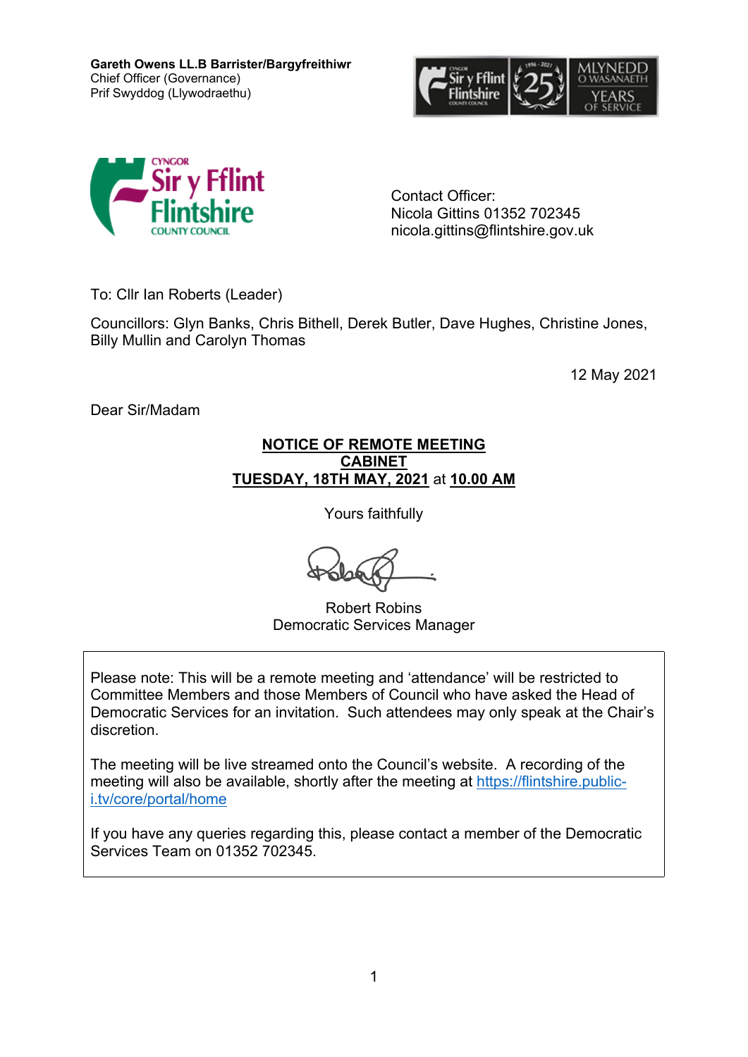**Gareth Owens LL.B Barrister/Bargyfreithiwr**
Chief Officer (Governance)
Prif Swyddog (Llywodraethu)

Contact Officer:
Nicola Gittins 01352 702345
nicola.gittins@flintshire.gov.uk

To: Cllr Ian Roberts (Leader)

Councillors: Glyn Banks, Chris Bithell, Derek Butler, Dave Hughes, Christine Jones, Billy Mullin and Carolyn Thomas

12 May 2021

Dear Sir/Madam

**NOTICE OF REMOTE MEETING**
**CABINET**
**TUESDAY, 18TH MAY, 2021** at **10.00 AM**

Yours faithfully

Robert Robins
Democratic Services Manager

Please note: This will be a remote meeting and 'attendance' will be restricted to Committee Members and those Members of Council who have asked the Head of Democratic Services for an invitation. Such attendees may only speak at the Chair's discretion.

The meeting will be live streamed onto the Council's website. A recording of the meeting will also be available, shortly after the meeting at https://flintshire.public-i.tv/core/portal/home

If you have any queries regarding this, please contact a member of the Democratic Services Team on 01352 702345.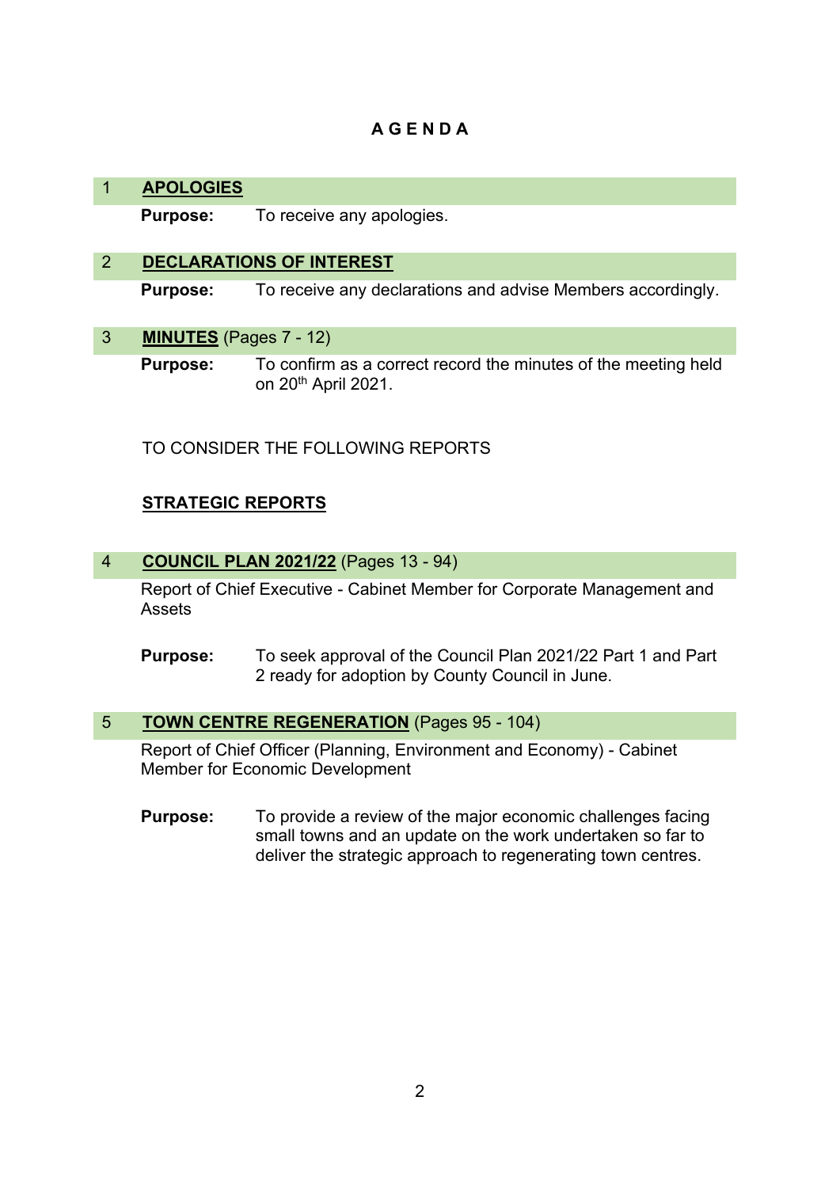# A G E N D A

## 1 **APOLOGIES**

**Purpose:** To receive any apologies.

## 2 **DECLARATIONS OF INTEREST**

**Purpose:** To receive any declarations and advise Members accordingly.

## 3 **MINUTES** (Pages 7 - 12)

**Purpose:** To confirm as a correct record the minutes of the meeting held on 20th April 2021.

TO CONSIDER THE FOLLOWING REPORTS

**STRATEGIC REPORTS**

## 4 **COUNCIL PLAN 2021/22** (Pages 13 - 94)

Report of Chief Executive - Cabinet Member for Corporate Management and Assets

**Purpose:** To seek approval of the Council Plan 2021/22 Part 1 and Part 2 ready for adoption by County Council in June.

## 5 **TOWN CENTRE REGENERATION** (Pages 95 - 104)

Report of Chief Officer (Planning, Environment and Economy) - Cabinet Member for Economic Development

**Purpose:** To provide a review of the major economic challenges facing small towns and an update on the work undertaken so far to deliver the strategic approach to regenerating town centres.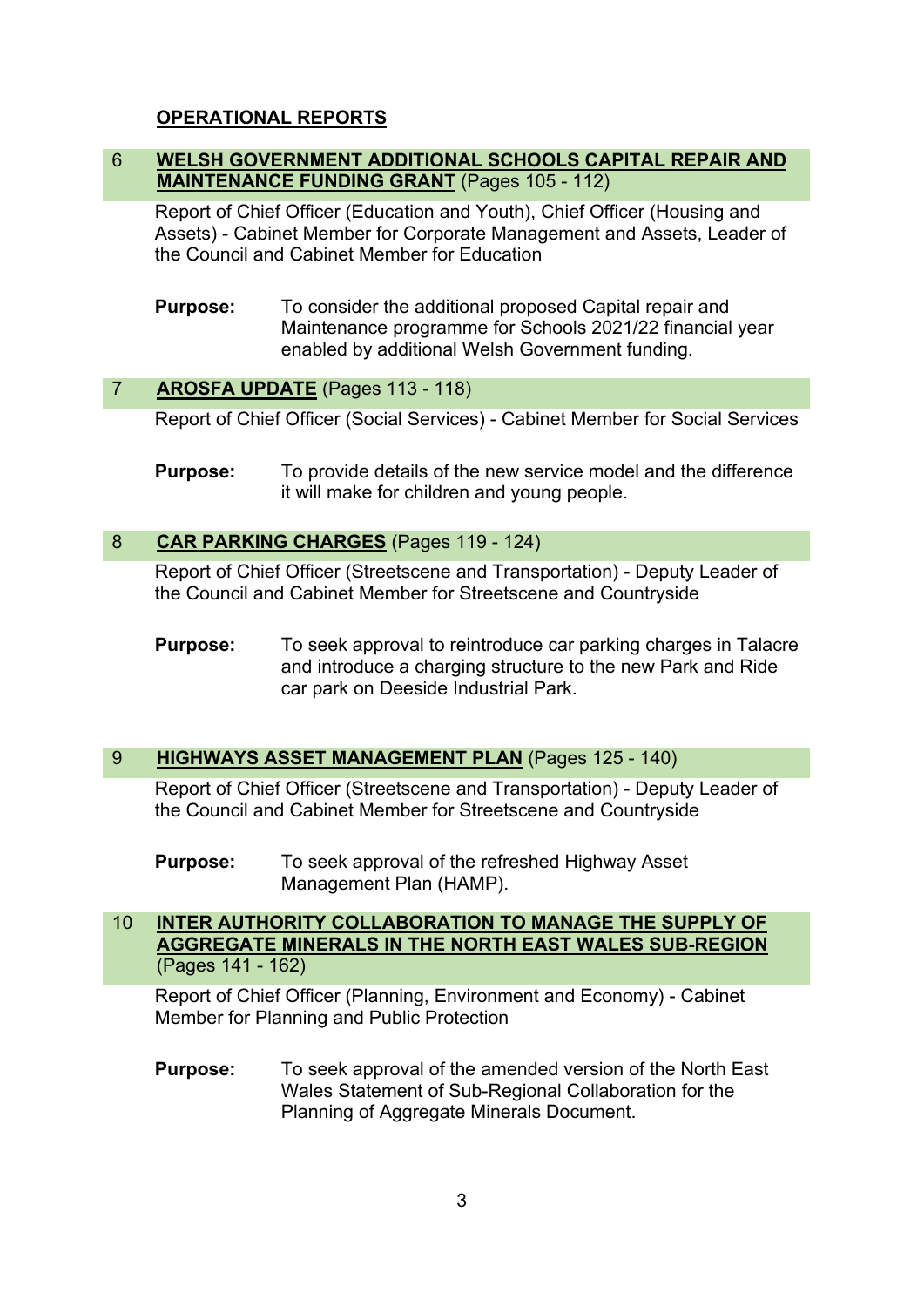## OPERATIONAL REPORTS

### 6 **WELSH GOVERNMENT ADDITIONAL SCHOOLS CAPITAL REPAIR AND MAINTENANCE FUNDING GRANT** (Pages 105 - 112)

Report of Chief Officer (Education and Youth), Chief Officer (Housing and Assets) - Cabinet Member for Corporate Management and Assets, Leader of the Council and Cabinet Member for Education

**Purpose:** To consider the additional proposed Capital repair and Maintenance programme for Schools 2021/22 financial year enabled by additional Welsh Government funding.

### 7 **AROSFA UPDATE** (Pages 113 - 118)

Report of Chief Officer (Social Services) - Cabinet Member for Social Services

**Purpose:** To provide details of the new service model and the difference it will make for children and young people.

### 8 **CAR PARKING CHARGES** (Pages 119 - 124)

Report of Chief Officer (Streetscene and Transportation) - Deputy Leader of the Council and Cabinet Member for Streetscene and Countryside

**Purpose:** To seek approval to reintroduce car parking charges in Talacre and introduce a charging structure to the new Park and Ride car park on Deeside Industrial Park.

### 9 **HIGHWAYS ASSET MANAGEMENT PLAN** (Pages 125 - 140)

Report of Chief Officer (Streetscene and Transportation) - Deputy Leader of the Council and Cabinet Member for Streetscene and Countryside

**Purpose:** To seek approval of the refreshed Highway Asset Management Plan (HAMP).

### 10 **INTER AUTHORITY COLLABORATION TO MANAGE THE SUPPLY OF AGGREGATE MINERALS IN THE NORTH EAST WALES SUB-REGION** (Pages 141 - 162)

Report of Chief Officer (Planning, Environment and Economy) - Cabinet Member for Planning and Public Protection

**Purpose:** To seek approval of the amended version of the North East Wales Statement of Sub-Regional Collaboration for the Planning of Aggregate Minerals Document.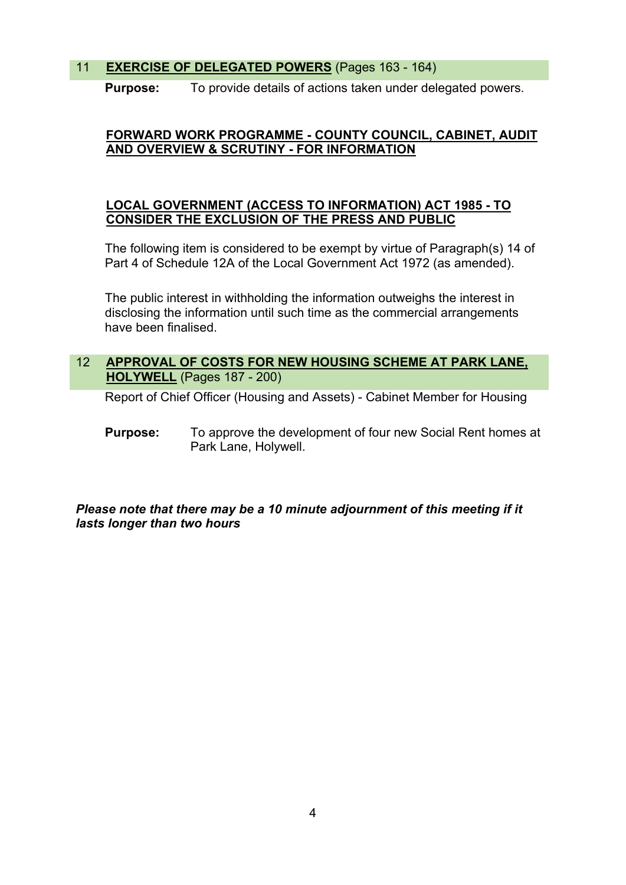## 11 EXERCISE OF DELEGATED POWERS (Pages 163 - 164)

**Purpose:** To provide details of actions taken under delegated powers.

**FORWARD WORK PROGRAMME - COUNTY COUNCIL, CABINET, AUDIT AND OVERVIEW & SCRUTINY - FOR INFORMATION**

**LOCAL GOVERNMENT (ACCESS TO INFORMATION) ACT 1985 - TO CONSIDER THE EXCLUSION OF THE PRESS AND PUBLIC**

The following item is considered to be exempt by virtue of Paragraph(s) 14 of Part 4 of Schedule 12A of the Local Government Act 1972 (as amended).

The public interest in withholding the information outweighs the interest in disclosing the information until such time as the commercial arrangements have been finalised.

## 12 APPROVAL OF COSTS FOR NEW HOUSING SCHEME AT PARK LANE, HOLYWELL (Pages 187 - 200)

Report of Chief Officer (Housing and Assets) - Cabinet Member for Housing

**Purpose:** To approve the development of four new Social Rent homes at Park Lane, Holywell.

***Please note that there may be a 10 minute adjournment of this meeting if it lasts longer than two hours***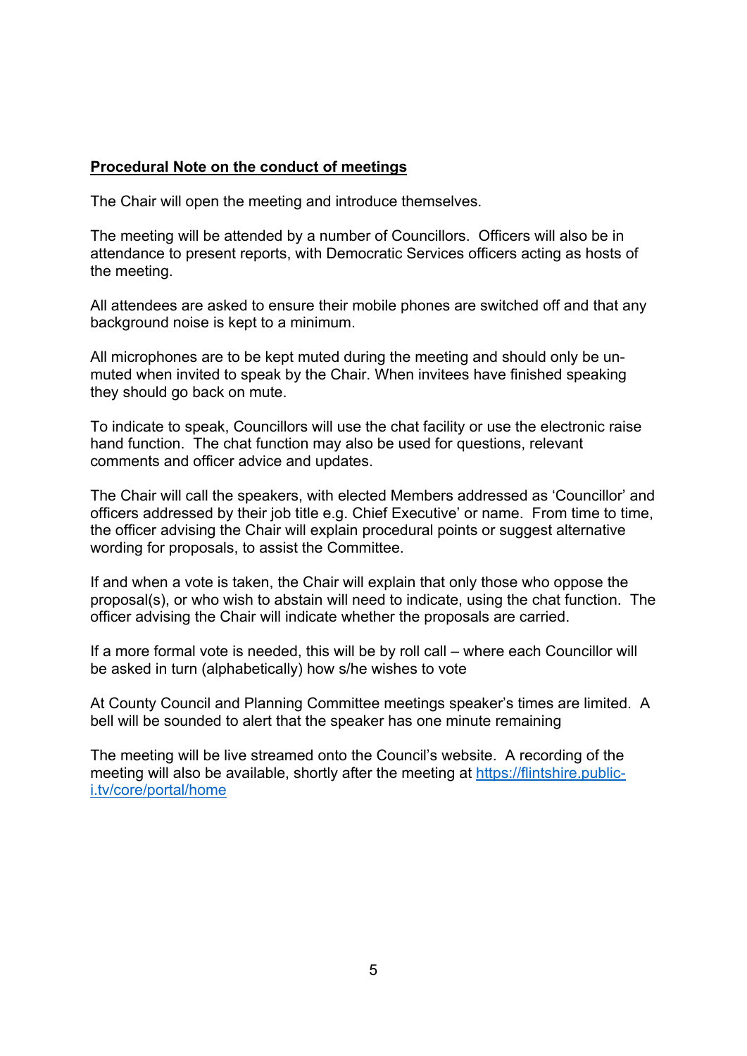**<u>Procedural Note on the conduct of meetings</u>**

The Chair will open the meeting and introduce themselves.

The meeting will be attended by a number of Councillors. Officers will also be in attendance to present reports, with Democratic Services officers acting as hosts of the meeting.

All attendees are asked to ensure their mobile phones are switched off and that any background noise is kept to a minimum.

All microphones are to be kept muted during the meeting and should only be un-muted when invited to speak by the Chair. When invitees have finished speaking they should go back on mute.

To indicate to speak, Councillors will use the chat facility or use the electronic raise hand function. The chat function may also be used for questions, relevant comments and officer advice and updates.

The Chair will call the speakers, with elected Members addressed as 'Councillor' and officers addressed by their job title e.g. Chief Executive' or name. From time to time, the officer advising the Chair will explain procedural points or suggest alternative wording for proposals, to assist the Committee.

If and when a vote is taken, the Chair will explain that only those who oppose the proposal(s), or who wish to abstain will need to indicate, using the chat function. The officer advising the Chair will indicate whether the proposals are carried.

If a more formal vote is needed, this will be by roll call – where each Councillor will be asked in turn (alphabetically) how s/he wishes to vote

At County Council and Planning Committee meetings speaker's times are limited. A bell will be sounded to alert that the speaker has one minute remaining

The meeting will be live streamed onto the Council's website. A recording of the meeting will also be available, shortly after the meeting at [https://flintshire.public-i.tv/core/portal/home](https://flintshire.public-i.tv/core/portal/home)